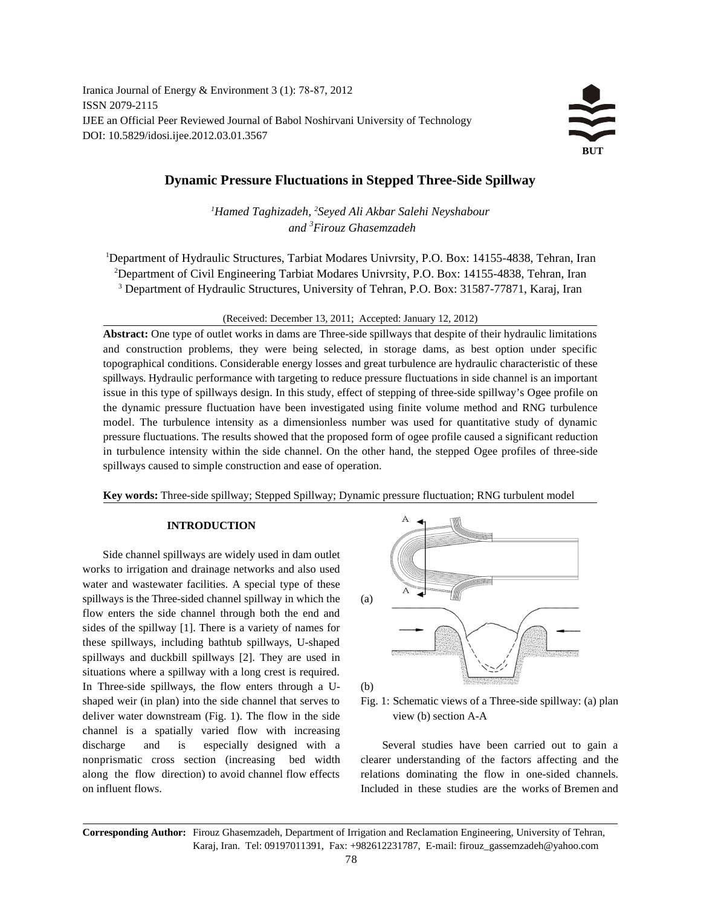# Dynamic Pressure Fluctuations in Stepped Three-Side Spillway

*[1]Hamed Taghizadeh, [2]Seyed Ali Akbar Salehi Neyshabour and [3]Firouz Ghasemzadeh*

[1]Department of Hydraulic Structures, Tarbiat Modares Univrsity, P.O. Box: 14155-4838, Tehran, Iran
[2]Department of Civil Engineering Tarbiat Modares Univrsity, P.O. Box: 14155-4838, Tehran, Iran
[3] Department of Hydraulic Structures, University of Tehran, P.O. Box: 31587-77871, Karaj, Iran

(Received: December 13, 2011; Accepted: January 12, 2012)

**Abstract:** One type of outlet works in dams are Three-side spillways that despite of their hydraulic limitations and construction problems, they were being selected, in storage dams, as best option under specific topographical conditions. Considerable energy losses and great turbulence are hydraulic characteristic of these spillways. Hydraulic performance with targeting to reduce pressure fluctuations in side channel is an important issue in this type of spillways design. In this study, effect of stepping of three-side spillway's Ogee profile on the dynamic pressure fluctuation have been investigated using finite volume method and RNG turbulence model. The turbulence intensity as a dimensionless number was used for quantitative study of dynamic pressure fluctuations. The results showed that the proposed form of ogee profile caused a significant reduction in turbulence intensity within the side channel. On the other hand, the stepped Ogee profiles of three-side spillways caused to simple construction and ease of operation.

**Key words:** Three-side spillway; Stepped Spillway; Dynamic pressure fluctuation; RNG turbulent model

## INTRODUCTION

Side channel spillways are widely used in dam outlet works to irrigation and drainage networks and also used water and wastewater facilities. A special type of these spillways is the Three-sided channel spillway in which the flow enters the side channel through both the end and sides of the spillway [1]. There is a variety of names for these spillways, including bathtub spillways, U-shaped spillways and duckbill spillways [2]. They are used in situations where a spillway with a long crest is required. In Three-side spillways, the flow enters through a U-shaped weir (in plan) into the side channel that serves to deliver water downstream (Fig. 1). The flow in the side channel is a spatially varied flow with increasing discharge and is especially designed with a nonprismatic cross section (increasing bed width along the flow direction) to avoid channel flow effects on influent flows.

Fig. 1: Schematic views of a Three-side spillway: (a) plan view (b) section A-A

Several studies have been carried out to gain a clearer understanding of the factors affecting and the relations dominating the flow in one-sided channels. Included in these studies are the works of Bremen and

**Corresponding Author:** Firouz Ghasemzadeh, Department of Irrigation and Reclamation Engineering, University of Tehran, Karaj, Iran. Tel: 09197011391, Fax: +982612231787, E-mail: firouz_gassemzadeh@yahoo.com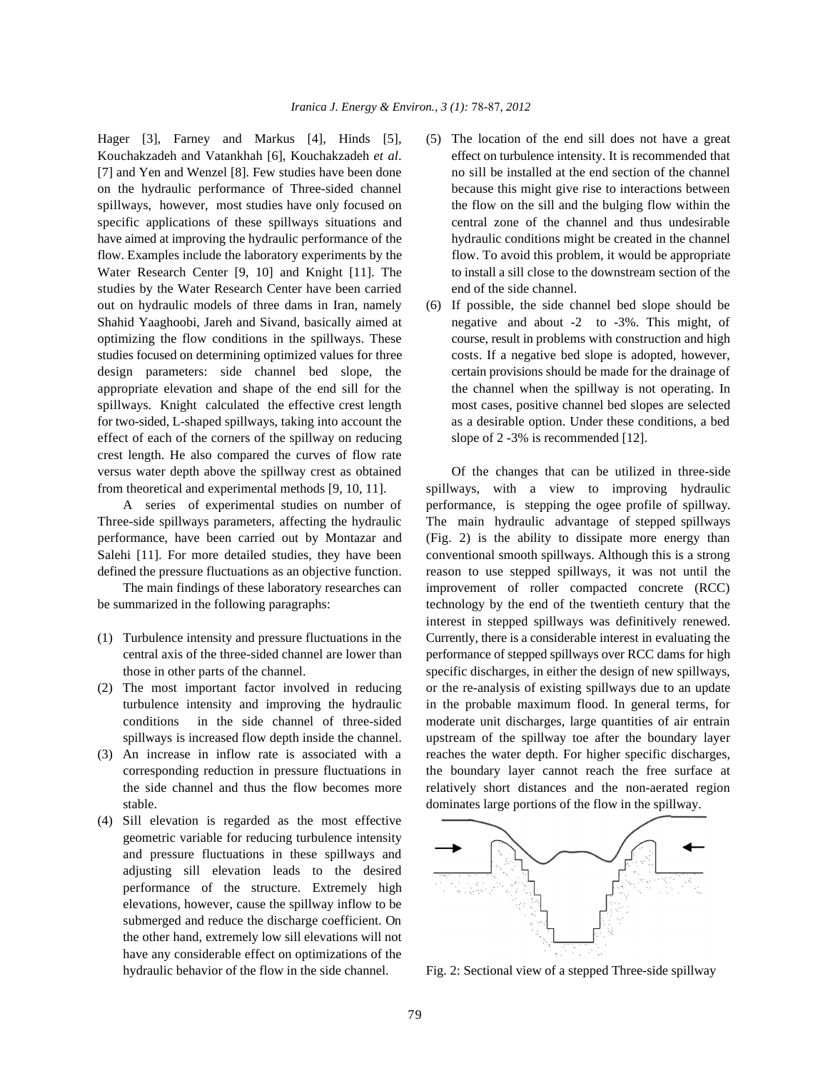Hager [3], Farney and Markus [4], Hinds [5], Kouchakzadeh and Vatankhah [6], Kouchakzadeh *et al*. [7] and Yen and Wenzel [8]. Few studies have been done on the hydraulic performance of Three-sided channel spillways, however, most studies have only focused on specific applications of these spillways situations and have aimed at improving the hydraulic performance of the flow. Examples include the laboratory experiments by the Water Research Center [9, 10] and Knight [11]. The studies by the Water Research Center have been carried out on hydraulic models of three dams in Iran, namely Shahid Yaaghoobi, Jareh and Sivand, basically aimed at optimizing the flow conditions in the spillways. These studies focused on determining optimized values for three design parameters: side channel bed slope, the appropriate elevation and shape of the end sill for the spillways. Knight calculated the effective crest length for two-sided, L-shaped spillways, taking into account the effect of each of the corners of the spillway on reducing crest length. He also compared the curves of flow rate versus water depth above the spillway crest as obtained from theoretical and experimental methods [9, 10, 11].

A series of experimental studies on number of Three-side spillways parameters, affecting the hydraulic performance, have been carried out by Montazar and Salehi [11]. For more detailed studies, they have been defined the pressure fluctuations as an objective function.

The main findings of these laboratory researches can be summarized in the following paragraphs:

(1) Turbulence intensity and pressure fluctuations in the central axis of the three-sided channel are lower than those in other parts of the channel.
(2) The most important factor involved in reducing turbulence intensity and improving the hydraulic conditions in the side channel of three-sided spillways is increased flow depth inside the channel.
(3) An increase in inflow rate is associated with a corresponding reduction in pressure fluctuations in the side channel and thus the flow becomes more stable.
(4) Sill elevation is regarded as the most effective geometric variable for reducing turbulence intensity and pressure fluctuations in these spillways and adjusting sill elevation leads to the desired performance of the structure. Extremely high elevations, however, cause the spillway inflow to be submerged and reduce the discharge coefficient. On the other hand, extremely low sill elevations will not have any considerable effect on optimizations of the hydraulic behavior of the flow in the side channel.
(5) The location of the end sill does not have a great effect on turbulence intensity. It is recommended that no sill be installed at the end section of the channel because this might give rise to interactions between the flow on the sill and the bulging flow within the central zone of the channel and thus undesirable hydraulic conditions might be created in the channel flow. To avoid this problem, it would be appropriate to install a sill close to the downstream section of the end of the side channel.
(6) If possible, the side channel bed slope should be negative and about -2 to -3%. This might, of course, result in problems with construction and high costs. If a negative bed slope is adopted, however, certain provisions should be made for the drainage of the channel when the spillway is not operating. In most cases, positive channel bed slopes are selected as a desirable option. Under these conditions, a bed slope of 2 -3% is recommended [12].

Of the changes that can be utilized in three-side spillways, with a view to improving hydraulic performance, is stepping the ogee profile of spillway. The main hydraulic advantage of stepped spillways (Fig. 2) is the ability to dissipate more energy than conventional smooth spillways. Although this is a strong reason to use stepped spillways, it was not until the improvement of roller compacted concrete (RCC) technology by the end of the twentieth century that the interest in stepped spillways was definitively renewed. Currently, there is a considerable interest in evaluating the performance of stepped spillways over RCC dams for high specific discharges, in either the design of new spillways, or the re-analysis of existing spillways due to an update in the probable maximum flood. In general terms, for moderate unit discharges, large quantities of air entrain upstream of the spillway toe after the boundary layer reaches the water depth. For higher specific discharges, the boundary layer cannot reach the free surface at relatively short distances and the non-aerated region dominates large portions of the flow in the spillway.

Fig. 2: Sectional view of a stepped Three-side spillway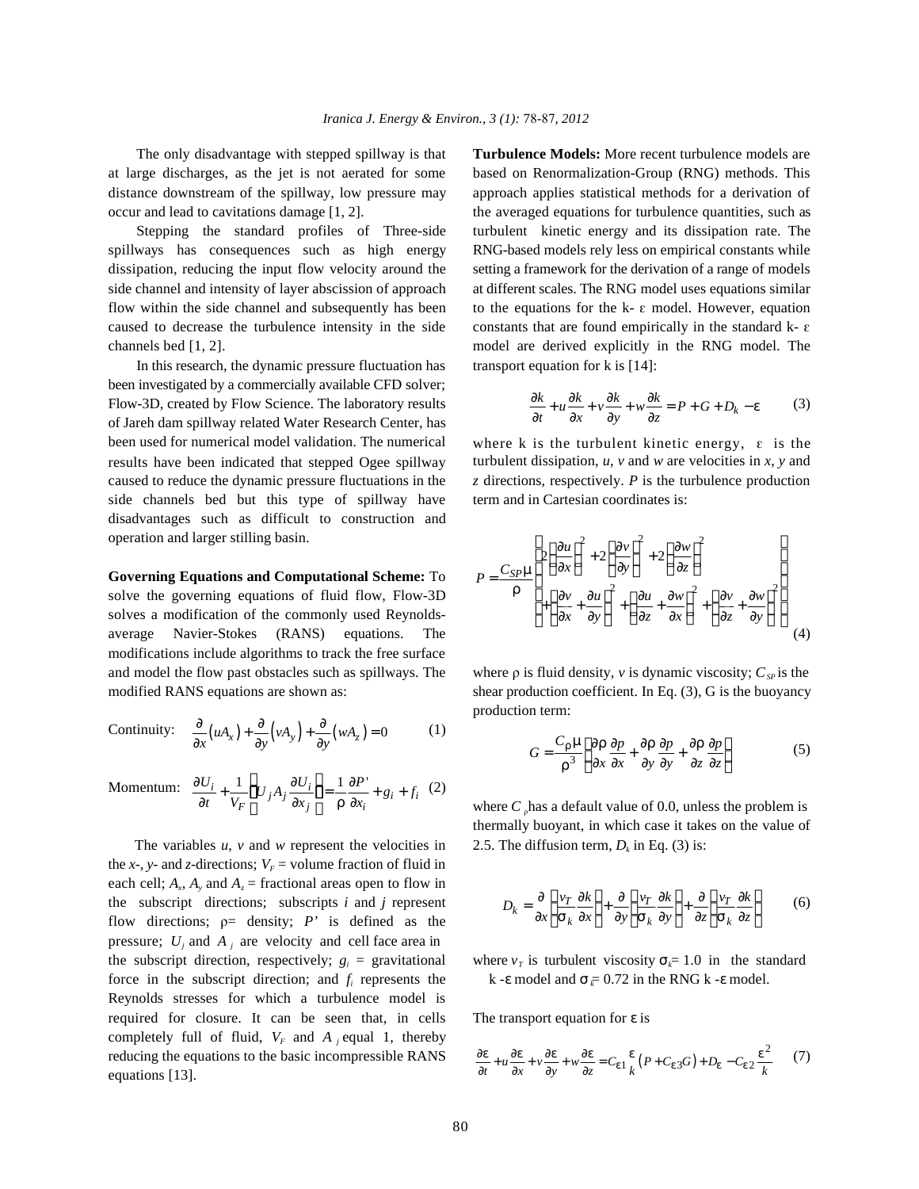The only disadvantage with stepped spillway is that at large discharges, as the jet is not aerated for some distance downstream of the spillway, low pressure may occur and lead to cavitations damage [1, 2].

Stepping the standard profiles of Three-side spillways has consequences such as high energy dissipation, reducing the input flow velocity around the side channel and intensity of layer abscission of approach flow within the side channel and subsequently has been caused to decrease the turbulence intensity in the side channels bed [1, 2].

In this research, the dynamic pressure fluctuation has been investigated by a commercially available CFD solver; Flow-3D, created by Flow Science. The laboratory results of Jareh dam spillway related Water Research Center, has been used for numerical model validation. The numerical results have been indicated that stepped Ogee spillway caused to reduce the dynamic pressure fluctuations in the side channels bed but this type of spillway have disadvantages such as difficult to construction and operation and larger stilling basin.

**Governing Equations and Computational Scheme:** To solve the governing equations of fluid flow, Flow-3D solves a modification of the commonly used Reynolds-average Navier-Stokes (RANS) equations. The modifications include algorithms to track the free surface and model the flow past obstacles such as spillways. The modified RANS equations are shown as:

Continuity:
$$\frac{\partial}{\partial x}(uA_x)+\frac{\partial}{\partial y}(vA_y)+\frac{\partial}{\partial y}(wA_z)=0 \qquad (1)$$

Momentum:
$$\frac{\partial U_i}{\partial t}+\frac{1}{V_F}\left(U_j A_j \frac{\partial U_i}{\partial x_j}\right)=-\frac{1}{\rho}\frac{\partial P'}{\partial x_i}+g_i+f_i \qquad (2)$$

The variables $u$, $v$ and $w$ represent the velocities in the $x$-, $y$- and $z$-directions; $V_F$ = volume fraction of fluid in each cell; $A_x$, $A_y$ and $A_z$ = fractional areas open to flow in the subscript directions; subscripts $i$ and $j$ represent flow directions; $\rho$= density; $P'$ is defined as the pressure; $U_j$ and $A_j$ are velocity and cell face area in the subscript direction, respectively; $g_i$ = gravitational force in the subscript direction; and $f_i$ represents the Reynolds stresses for which a turbulence model is required for closure. It can be seen that, in cells completely full of fluid, $V_F$ and $A_j$ equal 1, thereby reducing the equations to the basic incompressible RANS equations [13].

**Turbulence Models:** More recent turbulence models are based on Renormalization-Group (RNG) methods. This approach applies statistical methods for a derivation of the averaged equations for turbulence quantities, such as turbulent kinetic energy and its dissipation rate. The RNG-based models rely less on empirical constants while setting a framework for the derivation of a range of models at different scales. The RNG model uses equations similar to the equations for the k- ε model. However, equation constants that are found empirically in the standard k- ε model are derived explicitly in the RNG model. The transport equation for k is [14]:

$$\frac{\partial k}{\partial t}+u\frac{\partial k}{\partial x}+v\frac{\partial k}{\partial y}+w\frac{\partial k}{\partial z}=P+G+D_k-\varepsilon \qquad (3)$$

where k is the turbulent kinetic energy, ε is the turbulent dissipation, $u$, $v$ and $w$ are velocities in $x$, $y$ and $z$ directions, respectively. $P$ is the turbulence production term and in Cartesian coordinates is:

$$P=\frac{C_{SP}\mu}{\rho}\left\{\begin{aligned}&2\left(\frac{\partial u}{\partial x}\right)^2+2\left(\frac{\partial v}{\partial y}\right)^2+2\left(\frac{\partial w}{\partial z}\right)^2\\&+\left(\frac{\partial v}{\partial x}+\frac{\partial u}{\partial y}\right)^2+\left(\frac{\partial u}{\partial z}+\frac{\partial w}{\partial x}\right)^2+\left(\frac{\partial v}{\partial z}+\frac{\partial w}{\partial y}\right)^2\end{aligned}\right\} \qquad (4)$$

where ρ is fluid density, $v$ is dynamic viscosity; $C_{SP}$ is the shear production coefficient. In Eq. (3), G is the buoyancy production term:

$$G=\frac{C_\rho \mu}{\rho^3}\left(\frac{\partial \rho}{\partial x}\frac{\partial p}{\partial x}+\frac{\partial \rho}{\partial y}\frac{\partial p}{\partial y}+\frac{\partial \rho}{\partial z}\frac{\partial p}{\partial z}\right) \qquad (5)$$

where $C_\rho$ has a default value of 0.0, unless the problem is thermally buoyant, in which case it takes on the value of 2.5. The diffusion term, $D_k$ in Eq. (3) is:

$$D_k=\frac{\partial}{\partial x}\left(\frac{v_T}{\sigma_k}\frac{\partial k}{\partial x}\right)+\frac{\partial}{\partial y}\left(\frac{v_T}{\sigma_k}\frac{\partial k}{\partial y}\right)+\frac{\partial}{\partial z}\left(\frac{v_T}{\sigma_k}\frac{\partial k}{\partial z}\right) \qquad (6)$$

where $v_T$ is turbulent viscosity $\sigma_k$= 1.0 in the standard k -ε model and $\sigma_k$= 0.72 in the RNG k -ε model.

The transport equation for ε is

$$\frac{\partial \varepsilon}{\partial t}+u\frac{\partial \varepsilon}{\partial x}+v\frac{\partial \varepsilon}{\partial y}+w\frac{\partial \varepsilon}{\partial z}=C_{\varepsilon 1}\frac{\varepsilon}{k}\left(P+C_{\varepsilon 3}G\right)+D_\varepsilon-C_{\varepsilon 2}\frac{\varepsilon^2}{k} \qquad (7)$$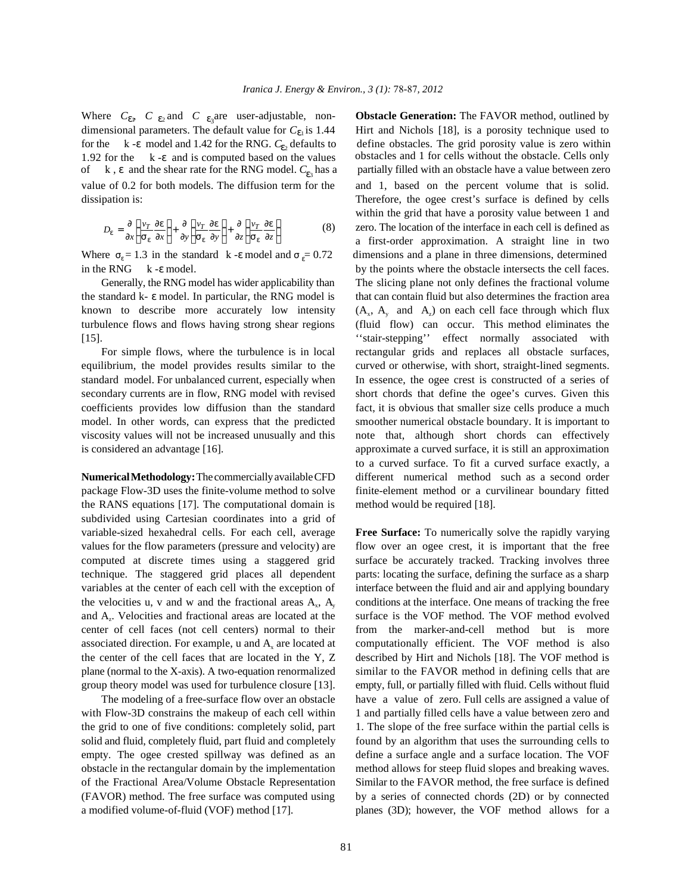Where $C_{\varepsilon 1}$, $C_{\varepsilon 2}$ and $C_{\varepsilon 3}$ are user-adjustable, non-dimensional parameters. The default value for $C_{\varepsilon 1}$ is 1.44 for the $k$-$\varepsilon$ model and 1.42 for the RNG. $C_{\varepsilon 2}$ defaults to 1.92 for the $k$-$\varepsilon$ and is computed based on the values of $k$, $\varepsilon$ and the shear rate for the RNG model. $C_{\varepsilon 3}$ has a value of 0.2 for both models. The diffusion term for the dissipation is:

$$D_{\varepsilon} = \frac{\partial}{\partial x}\left(\frac{v_T}{\sigma_{\varepsilon}}\frac{\partial \varepsilon}{\partial x}\right) + \frac{\partial}{\partial y}\left(\frac{v_T}{\sigma_{\varepsilon}}\frac{\partial \varepsilon}{\partial y}\right) + \frac{\partial}{\partial z}\left(\frac{v_T}{\sigma_{\varepsilon}}\frac{\partial \varepsilon}{\partial z}\right) \quad (8)$$

Where $\sigma_{\varepsilon} = 1.3$ in the standard $k$-$\varepsilon$ model and $\sigma_{\varepsilon} = 0.72$ in the RNG $k$-$\varepsilon$ model.

Generally, the RNG model has wider applicability than the standard $k$-$\varepsilon$ model. In particular, the RNG model is known to describe more accurately low intensity turbulence flows and flows having strong shear regions [15].

For simple flows, where the turbulence is in local equilibrium, the model provides results similar to the standard model. For unbalanced current, especially when secondary currents are in flow, RNG model with revised coefficients provides low diffusion than the standard model. In other words, can express that the predicted viscosity values will not be increased unusually and this is considered an advantage [16].

**Numerical Methodology:** The commercially available CFD package Flow-3D uses the finite-volume method to solve the RANS equations [17]. The computational domain is subdivided using Cartesian coordinates into a grid of variable-sized hexahedral cells. For each cell, average values for the flow parameters (pressure and velocity) are computed at discrete times using a staggered grid technique. The staggered grid places all dependent variables at the center of each cell with the exception of the velocities u, v and w and the fractional areas $A_x$, $A_y$ and $A_z$. Velocities and fractional areas are located at the center of cell faces (not cell centers) normal to their associated direction. For example, u and $A_x$ are located at the center of the cell faces that are located in the Y, Z plane (normal to the X-axis). A two-equation renormalized group theory model was used for turbulence closure [13].

The modeling of a free-surface flow over an obstacle with Flow-3D constrains the makeup of each cell within the grid to one of five conditions: completely solid, part solid and fluid, completely fluid, part fluid and completely empty. The ogee crested spillway was defined as an obstacle in the rectangular domain by the implementation of the Fractional Area/Volume Obstacle Representation (FAVOR) method. The free surface was computed using a modified volume-of-fluid (VOF) method [17].

**Obstacle Generation:** The FAVOR method, outlined by Hirt and Nichols [18], is a porosity technique used to define obstacles. The grid porosity value is zero within obstacles and 1 for cells without the obstacle. Cells only partially filled with an obstacle have a value between zero and 1, based on the percent volume that is solid. Therefore, the ogee crest's surface is defined by cells within the grid that have a porosity value between 1 and zero. The location of the interface in each cell is defined as a first-order approximation. A straight line in two dimensions and a plane in three dimensions, determined by the points where the obstacle intersects the cell faces. The slicing plane not only defines the fractional volume that can contain fluid but also determines the fraction area ($A_x$, $A_y$ and $A_z$) on each cell face through which flux (fluid flow) can occur. This method eliminates the ''stair-stepping'' effect normally associated with rectangular grids and replaces all obstacle surfaces, curved or otherwise, with short, straight-lined segments. In essence, the ogee crest is constructed of a series of short chords that define the ogee's curves. Given this fact, it is obvious that smaller size cells produce a much smoother numerical obstacle boundary. It is important to note that, although short chords can effectively approximate a curved surface, it is still an approximation to a curved surface. To fit a curved surface exactly, a different numerical method such as a second order finite-element method or a curvilinear boundary fitted method would be required [18].

**Free Surface:** To numerically solve the rapidly varying flow over an ogee crest, it is important that the free surface be accurately tracked. Tracking involves three parts: locating the surface, defining the surface as a sharp interface between the fluid and air and applying boundary conditions at the interface. One means of tracking the free surface is the VOF method. The VOF method evolved from the marker-and-cell method but is more computationally efficient. The VOF method is also described by Hirt and Nichols [18]. The VOF method is similar to the FAVOR method in defining cells that are empty, full, or partially filled with fluid. Cells without fluid have a value of zero. Full cells are assigned a value of 1 and partially filled cells have a value between zero and 1. The slope of the free surface within the partial cells is found by an algorithm that uses the surrounding cells to define a surface angle and a surface location. The VOF method allows for steep fluid slopes and breaking waves. Similar to the FAVOR method, the free surface is defined by a series of connected chords (2D) or by connected planes (3D); however, the VOF method allows for a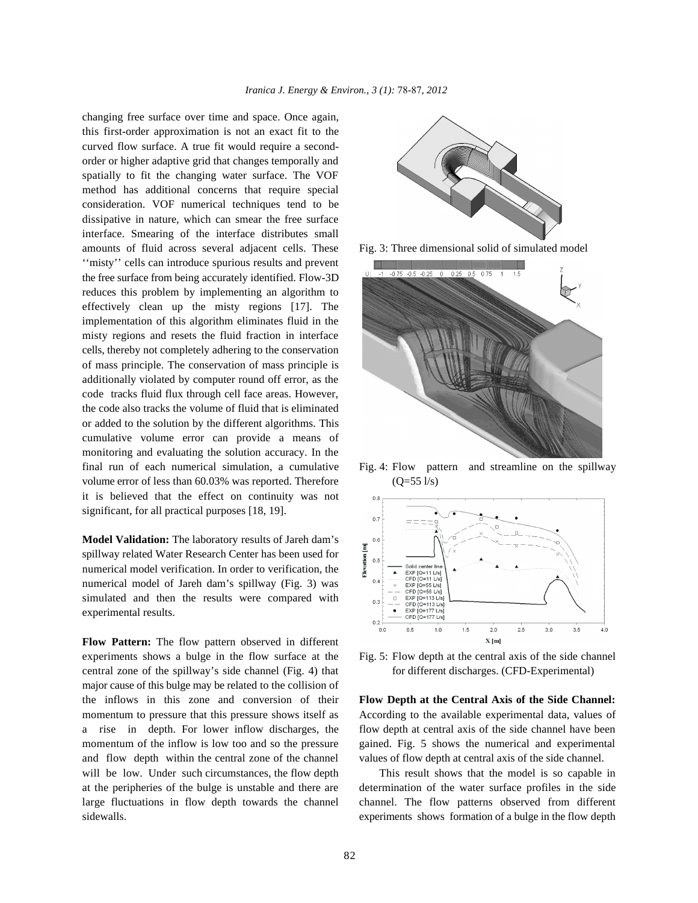changing free surface over time and space. Once again, this first-order approximation is not an exact fit to the curved flow surface. A true fit would require a second-order or higher adaptive grid that changes temporally and spatially to fit the changing water surface. The VOF method has additional concerns that require special consideration. VOF numerical techniques tend to be dissipative in nature, which can smear the free surface interface. Smearing of the interface distributes small amounts of fluid across several adjacent cells. These ''misty'' cells can introduce spurious results and prevent the free surface from being accurately identified. Flow-3D reduces this problem by implementing an algorithm to effectively clean up the misty regions [17]. The implementation of this algorithm eliminates fluid in the misty regions and resets the fluid fraction in interface cells, thereby not completely adhering to the conservation of mass principle. The conservation of mass principle is additionally violated by computer round off error, as the code tracks fluid flux through cell face areas. However, the code also tracks the volume of fluid that is eliminated or added to the solution by the different algorithms. This cumulative volume error can provide a means of monitoring and evaluating the solution accuracy. In the final run of each numerical simulation, a cumulative volume error of less than 60.03% was reported. Therefore it is believed that the effect on continuity was not significant, for all practical purposes [18, 19].

**Model Validation:** The laboratory results of Jareh dam's spillway related Water Research Center has been used for numerical model verification. In order to verification, the numerical model of Jareh dam's spillway (Fig. 3) was simulated and then the results were compared with experimental results.

**Flow Pattern:** The flow pattern observed in different experiments shows a bulge in the flow surface at the central zone of the spillway's side channel (Fig. 4) that major cause of this bulge may be related to the collision of the inflows in this zone and conversion of their momentum to pressure that this pressure shows itself as a rise in depth. For lower inflow discharges, the momentum of the inflow is low too and so the pressure and flow depth within the central zone of the channel will be low. Under such circumstances, the flow depth at the peripheries of the bulge is unstable and there are large fluctuations in flow depth towards the channel sidewalls.

Fig. 3: Three dimensional solid of simulated model

Fig. 4: Flow pattern and streamline on the spillway (Q=55 l/s)

Fig. 5: Flow depth at the central axis of the side channel for different discharges. (CFD-Experimental)

**Flow Depth at the Central Axis of the Side Channel:** According to the available experimental data, values of flow depth at central axis of the side channel have been gained. Fig. 5 shows the numerical and experimental values of flow depth at central axis of the side channel.

This result shows that the model is so capable in determination of the water surface profiles in the side channel. The flow patterns observed from different experiments shows formation of a bulge in the flow depth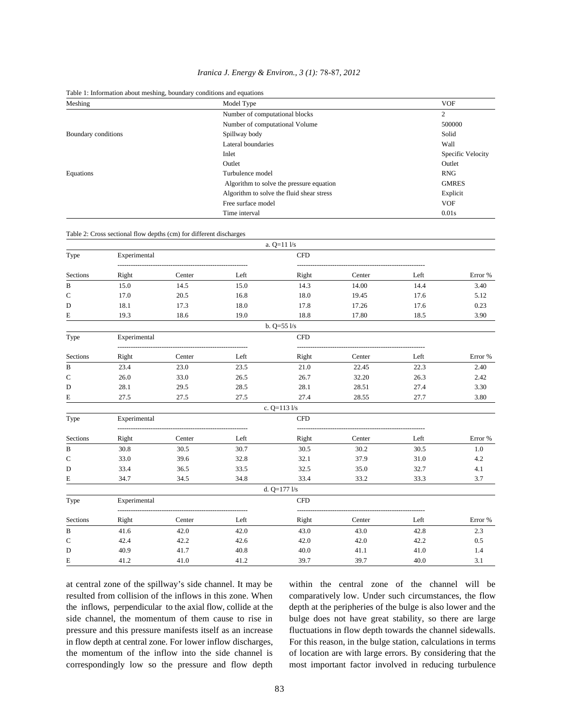Table 1: Information about meshing, boundary conditions and equations

| | Model Type | VOF |
|---|---|---|
| Meshing | Number of computational blocks | 2 |
| | Number of computational Volume | 500000 |
| Boundary conditions | Spillway body | Solid |
| | Lateral boundaries | Wall |
| | Inlet | Specific Velocity |
| | Outlet | Outlet |
| Equations | Turbulence model | RNG |
| | Algorithm to solve the pressure equation | GMRES |
| | Algorithm to solve the fluid shear stress | Explicit |
| | Free surface model | VOF |
| | Time interval | 0.01s |

Table 2: Cross sectional flow depths (cm) for different discharges

| a. Q=11 l/s | | | | | | | |
|---|---|---|---|---|---|---|---|
| Type | Experimental | | | CFD | | | |
| Sections | Right | Center | Left | Right | Center | Left | Error % |
| B | 15.0 | 14.5 | 15.0 | 14.3 | 14.00 | 14.4 | 3.40 |
| C | 17.0 | 20.5 | 16.8 | 18.0 | 19.45 | 17.6 | 5.12 |
| D | 18.1 | 17.3 | 18.0 | 17.8 | 17.26 | 17.6 | 0.23 |
| E | 19.3 | 18.6 | 19.0 | 18.8 | 17.80 | 18.5 | 3.90 |
| **b. Q=55 l/s** | | | | | | | |
| Type | Experimental | | | CFD | | | |
| Sections | Right | Center | Left | Right | Center | Left | Error % |
| B | 23.4 | 23.0 | 23.5 | 21.0 | 22.45 | 22.3 | 2.40 |
| C | 26.0 | 33.0 | 26.5 | 26.7 | 32.20 | 26.3 | 2.42 |
| D | 28.1 | 29.5 | 28.5 | 28.1 | 28.51 | 27.4 | 3.30 |
| E | 27.5 | 27.5 | 27.5 | 27.4 | 28.55 | 27.7 | 3.80 |
| **c. Q=113 l/s** | | | | | | | |
| Type | Experimental | | | CFD | | | |
| Sections | Right | Center | Left | Right | Center | Left | Error % |
| B | 30.8 | 30.5 | 30.7 | 30.5 | 30.2 | 30.5 | 1.0 |
| C | 33.0 | 39.6 | 32.8 | 32.1 | 37.9 | 31.0 | 4.2 |
| D | 33.4 | 36.5 | 33.5 | 32.5 | 35.0 | 32.7 | 4.1 |
| E | 34.7 | 34.5 | 34.8 | 33.4 | 33.2 | 33.3 | 3.7 |
| **d. Q=177 l/s** | | | | | | | |
| Type | Experimental | | | CFD | | | |
| Sections | Right | Center | Left | Right | Center | Left | Error % |
| B | 41.6 | 42.0 | 42.0 | 43.0 | 43.0 | 42.8 | 2.3 |
| C | 42.4 | 42.2 | 42.6 | 42.0 | 42.0 | 42.2 | 0.5 |
| D | 40.9 | 41.7 | 40.8 | 40.0 | 41.1 | 41.0 | 1.4 |
| E | 41.2 | 41.0 | 41.2 | 39.7 | 39.7 | 40.0 | 3.1 |

at central zone of the spillway's side channel. It may be resulted from collision of the inflows in this zone. When the inflows, perpendicular to the axial flow, collide at the side channel, the momentum of them cause to rise in pressure and this pressure manifests itself as an increase in flow depth at central zone. For lower inflow discharges, the momentum of the inflow into the side channel is correspondingly low so the pressure and flow depth within the central zone of the channel will be comparatively low. Under such circumstances, the flow depth at the peripheries of the bulge is also lower and the bulge does not have great stability, so there are large fluctuations in flow depth towards the channel sidewalls. For this reason, in the bulge station, calculations in terms of location are with large errors. By considering that the most important factor involved in reducing turbulence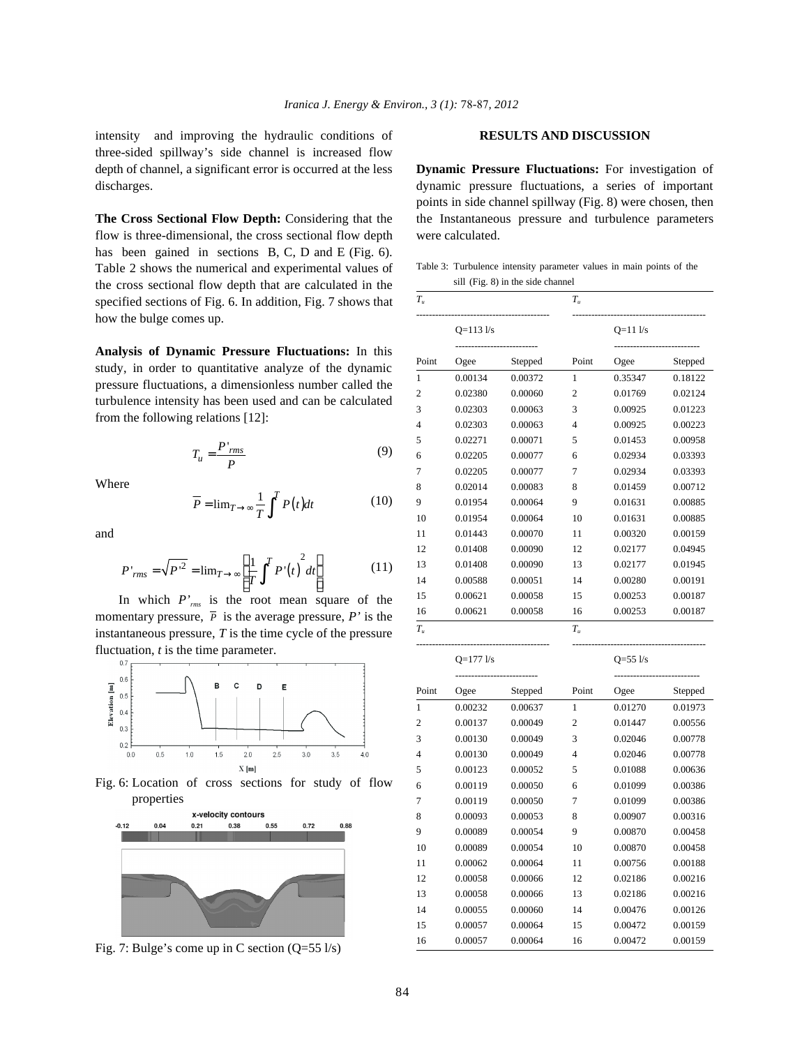intensity and improving the hydraulic conditions of three-sided spillway's side channel is increased flow depth of channel, a significant error is occurred at the less discharges.

**The Cross Sectional Flow Depth:** Considering that the flow is three-dimensional, the cross sectional flow depth has been gained in sections B, C, D and E (Fig. 6). Table 2 shows the numerical and experimental values of the cross sectional flow depth that are calculated in the specified sections of Fig. 6. In addition, Fig. 7 shows that how the bulge comes up.

**Analysis of Dynamic Pressure Fluctuations:** In this study, in order to quantitative analyze of the dynamic pressure fluctuations, a dimensionless number called the turbulence intensity has been used and can be calculated from the following relations [12]:

$$T_u = \frac{P'_{rms}}{\overline{P}} \tag{9}$$

Where

$$\overline{P} = \lim_{T\to\infty} \frac{1}{T}\int^{T} P(t)dt \tag{10}$$

and

$$P'_{rms} = \sqrt{P'^2} = \lim_{T\to\infty}\left(\frac{1}{T}\int^{T} P'(t)^2 dt\right) \tag{11}$$

In which $P'_{rms}$ is the root mean square of the momentary pressure, $\overline{P}$ is the average pressure, $P'$ is the instantaneous pressure, $T$ is the time cycle of the pressure fluctuation, $t$ is the time parameter.

Fig. 6: Location of cross sections for study of flow properties

Fig. 7: Bulge's come up in C section (Q=55 l/s)

## RESULTS AND DISCUSSION

**Dynamic Pressure Fluctuations:** For investigation of dynamic pressure fluctuations, a series of important points in side channel spillway (Fig. 8) were chosen, then the Instantaneous pressure and turbulence parameters were calculated.

Table 3: Turbulence intensity parameter values in main points of the sill (Fig. 8) in the side channel

| $T_u$ | | | $T_u$ | | |
|---|---|---|---|---|---|
| | Q=113 l/s | | | Q=11 l/s | |
| Point | Ogee | Stepped | Point | Ogee | Stepped |
| 1 | 0.00134 | 0.00372 | 1 | 0.35347 | 0.18122 |
| 2 | 0.02380 | 0.00060 | 2 | 0.01769 | 0.02124 |
| 3 | 0.02303 | 0.00063 | 3 | 0.00925 | 0.01223 |
| 4 | 0.02303 | 0.00063 | 4 | 0.00925 | 0.00223 |
| 5 | 0.02271 | 0.00071 | 5 | 0.01453 | 0.00958 |
| 6 | 0.02205 | 0.00077 | 6 | 0.02934 | 0.03393 |
| 7 | 0.02205 | 0.00077 | 7 | 0.02934 | 0.03393 |
| 8 | 0.02014 | 0.00083 | 8 | 0.01459 | 0.00712 |
| 9 | 0.01954 | 0.00064 | 9 | 0.01631 | 0.00885 |
| 10 | 0.01954 | 0.00064 | 10 | 0.01631 | 0.00885 |
| 11 | 0.01443 | 0.00070 | 11 | 0.00320 | 0.00159 |
| 12 | 0.01408 | 0.00090 | 12 | 0.02177 | 0.04945 |
| 13 | 0.01408 | 0.00090 | 13 | 0.02177 | 0.01945 |
| 14 | 0.00588 | 0.00051 | 14 | 0.00280 | 0.00191 |
| 15 | 0.00621 | 0.00058 | 15 | 0.00253 | 0.00187 |
| 16 | 0.00621 | 0.00058 | 16 | 0.00253 | 0.00187 |
| $T_u$ | | | $T_u$ | | |
| | Q=177 l/s | | | Q=55 l/s | |
| Point | Ogee | Stepped | Point | Ogee | Stepped |
| 1 | 0.00232 | 0.00637 | 1 | 0.01270 | 0.01973 |
| 2 | 0.00137 | 0.00049 | 2 | 0.01447 | 0.00556 |
| 3 | 0.00130 | 0.00049 | 3 | 0.02046 | 0.00778 |
| 4 | 0.00130 | 0.00049 | 4 | 0.02046 | 0.00778 |
| 5 | 0.00123 | 0.00052 | 5 | 0.01088 | 0.00636 |
| 6 | 0.00119 | 0.00050 | 6 | 0.01099 | 0.00386 |
| 7 | 0.00119 | 0.00050 | 7 | 0.01099 | 0.00386 |
| 8 | 0.00093 | 0.00053 | 8 | 0.00907 | 0.00316 |
| 9 | 0.00089 | 0.00054 | 9 | 0.00870 | 0.00458 |
| 10 | 0.00089 | 0.00054 | 10 | 0.00870 | 0.00458 |
| 11 | 0.00062 | 0.00064 | 11 | 0.00756 | 0.00188 |
| 12 | 0.00058 | 0.00066 | 12 | 0.02186 | 0.00216 |
| 13 | 0.00058 | 0.00066 | 13 | 0.02186 | 0.00216 |
| 14 | 0.00055 | 0.00060 | 14 | 0.00476 | 0.00126 |
| 15 | 0.00057 | 0.00064 | 15 | 0.00472 | 0.00159 |
| 16 | 0.00057 | 0.00064 | 16 | 0.00472 | 0.00159 |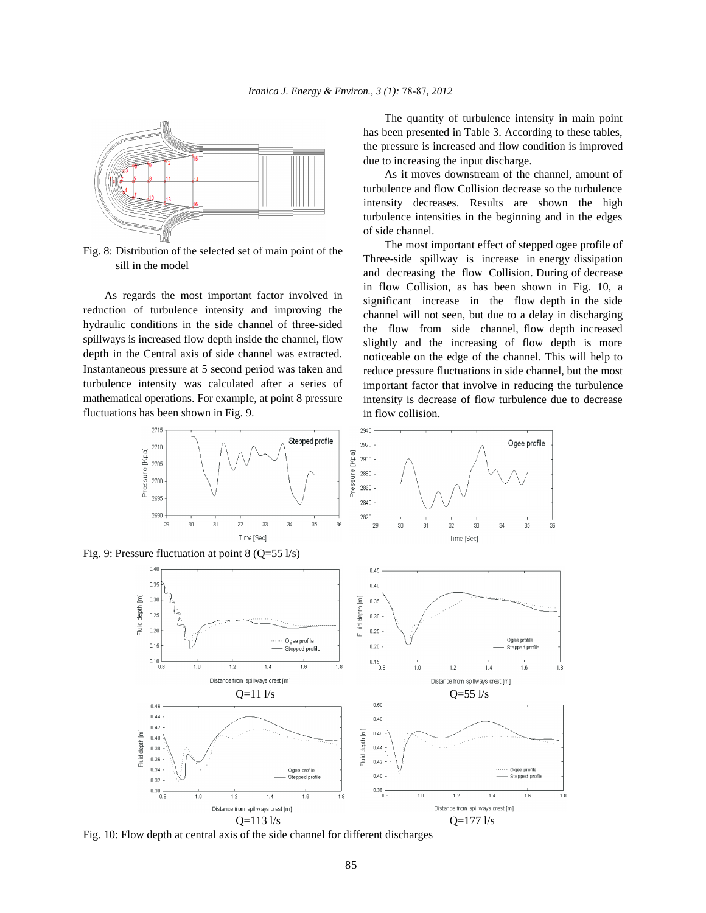Fig. 8: Distribution of the selected set of main point of the sill in the model

As regards the most important factor involved in reduction of turbulence intensity and improving the hydraulic conditions in the side channel of three-sided spillways is increased flow depth inside the channel, flow depth in the Central axis of side channel was extracted. Instantaneous pressure at 5 second period was taken and turbulence intensity was calculated after a series of mathematical operations. For example, at point 8 pressure fluctuations has been shown in Fig. 9.

The quantity of turbulence intensity in main point has been presented in Table 3. According to these tables, the pressure is increased and flow condition is improved due to increasing the input discharge.

As it moves downstream of the channel, amount of turbulence and flow Collision decrease so the turbulence intensity decreases. Results are shown the high turbulence intensities in the beginning and in the edges of side channel.

The most important effect of stepped ogee profile of Three-side spillway is increase in energy dissipation and decreasing the flow Collision. During of decrease in flow Collision, as has been shown in Fig. 10, a significant increase in the flow depth in the side channel will not seen, but due to a delay in discharging the flow from side channel, flow depth increased slightly and the increasing of flow depth is more noticeable on the edge of the channel. This will help to reduce pressure fluctuations in side channel, but the most important factor that involve in reducing the turbulence intensity is decrease of flow turbulence due to decrease in flow collision.

Fig. 9: Pressure fluctuation at point 8 (Q=55 l/s)

Q=11 l/s

Q=55 l/s

Q=113 l/s

Q=177 l/s

Fig. 10: Flow depth at central axis of the side channel for different discharges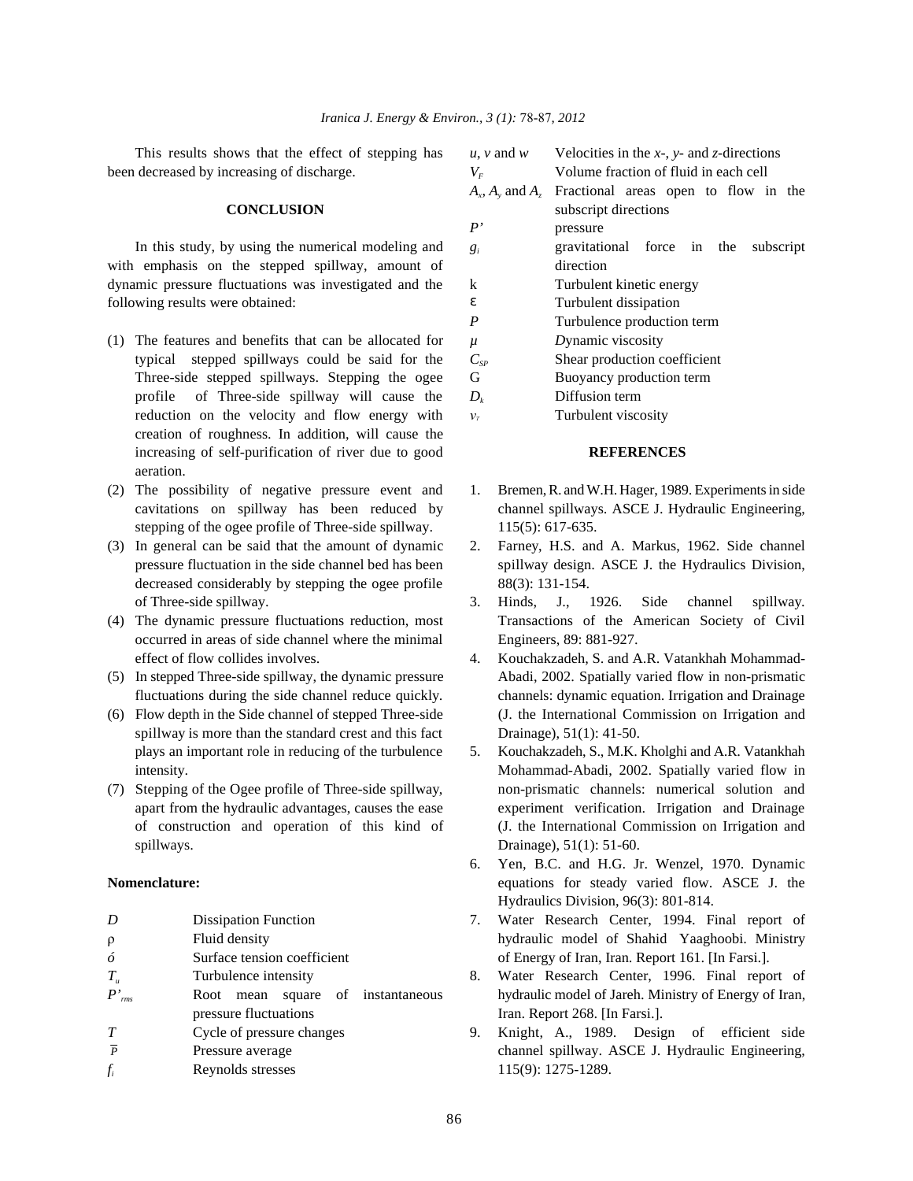This results shows that the effect of stepping has been decreased by increasing of discharge.

## CONCLUSION

In this study, by using the numerical modeling and with emphasis on the stepped spillway, amount of dynamic pressure fluctuations was investigated and the following results were obtained:

1. The features and benefits that can be allocated for typical stepped spillways could be said for the Three-side stepped spillways. Stepping the ogee profile of Three-side spillway will cause the reduction on the velocity and flow energy with creation of roughness. In addition, will cause the increasing of self-purification of river due to good aeration.
2. The possibility of negative pressure event and cavitations on spillway has been reduced by stepping of the ogee profile of Three-side spillway.
3. In general can be said that the amount of dynamic pressure fluctuation in the side channel bed has been decreased considerably by stepping the ogee profile of Three-side spillway.
4. The dynamic pressure fluctuations reduction, most occurred in areas of side channel where the minimal effect of flow collides involves.
5. In stepped Three-side spillway, the dynamic pressure fluctuations during the side channel reduce quickly.
6. Flow depth in the Side channel of stepped Three-side spillway is more than the standard crest and this fact plays an important role in reducing of the turbulence intensity.
7. Stepping of the Ogee profile of Three-side spillway, apart from the hydraulic advantages, causes the ease of construction and operation of this kind of spillways.

**Nomenclature:**

| | |
|---|---|
| $D$ | Dissipation Function |
| $\rho$ | Fluid density |
| $\acute{o}$ | Surface tension coefficient |
| $T_u$ | Turbulence intensity |
| $P'_{rms}$ | Root mean square of instantaneous pressure fluctuations |
| $T$ | Cycle of pressure changes |
| $\overline{P}$ | Pressure average |
| $f_i$ | Reynolds stresses |
| $u$, $v$ and $w$ | Velocities in the $x$-, $y$- and $z$-directions |
| $V_F$ | Volume fraction of fluid in each cell |
| $A_x$, $A_y$ and $A_z$ | Fractional areas open to flow in the subscript directions |
| $P'$ | pressure |
| $g_i$ | gravitational force in the subscript direction |
| k | Turbulent kinetic energy |
| $\varepsilon$ | Turbulent dissipation |
| $P$ | Turbulence production term |
| $\mu$ | Dynamic viscosity |
| $C_{SP}$ | Shear production coefficient |
| G | Buoyancy production term |
| $D_k$ | Diffusion term |
| $v_T$ | Turbulent viscosity |

## REFERENCES

1. Bremen, R. and W.H. Hager, 1989. Experiments in side channel spillways. ASCE J. Hydraulic Engineering, 115(5): 617-635.
2. Farney, H.S. and A. Markus, 1962. Side channel spillway design. ASCE J. the Hydraulics Division, 88(3): 131-154.
3. Hinds, J., 1926. Side channel spillway. Transactions of the American Society of Civil Engineers, 89: 881-927.
4. Kouchakzadeh, S. and A.R. Vatankhah Mohammad-Abadi, 2002. Spatially varied flow in non-prismatic channels: dynamic equation. Irrigation and Drainage (J. the International Commission on Irrigation and Drainage), 51(1): 41-50.
5. Kouchakzadeh, S., M.K. Kholghi and A.R. Vatankhah Mohammad-Abadi, 2002. Spatially varied flow in non-prismatic channels: numerical solution and experiment verification. Irrigation and Drainage (J. the International Commission on Irrigation and Drainage), 51(1): 51-60.
6. Yen, B.C. and H.G. Jr. Wenzel, 1970. Dynamic equations for steady varied flow. ASCE J. the Hydraulics Division, 96(3): 801-814.
7. Water Research Center, 1994. Final report of hydraulic model of Shahid Yaaghoobi. Ministry of Energy of Iran, Iran. Report 161. [In Farsi.].
8. Water Research Center, 1996. Final report of hydraulic model of Jareh. Ministry of Energy of Iran, Iran. Report 268. [In Farsi.].
9. Knight, A., 1989. Design of efficient side channel spillway. ASCE J. Hydraulic Engineering, 115(9): 1275-1289.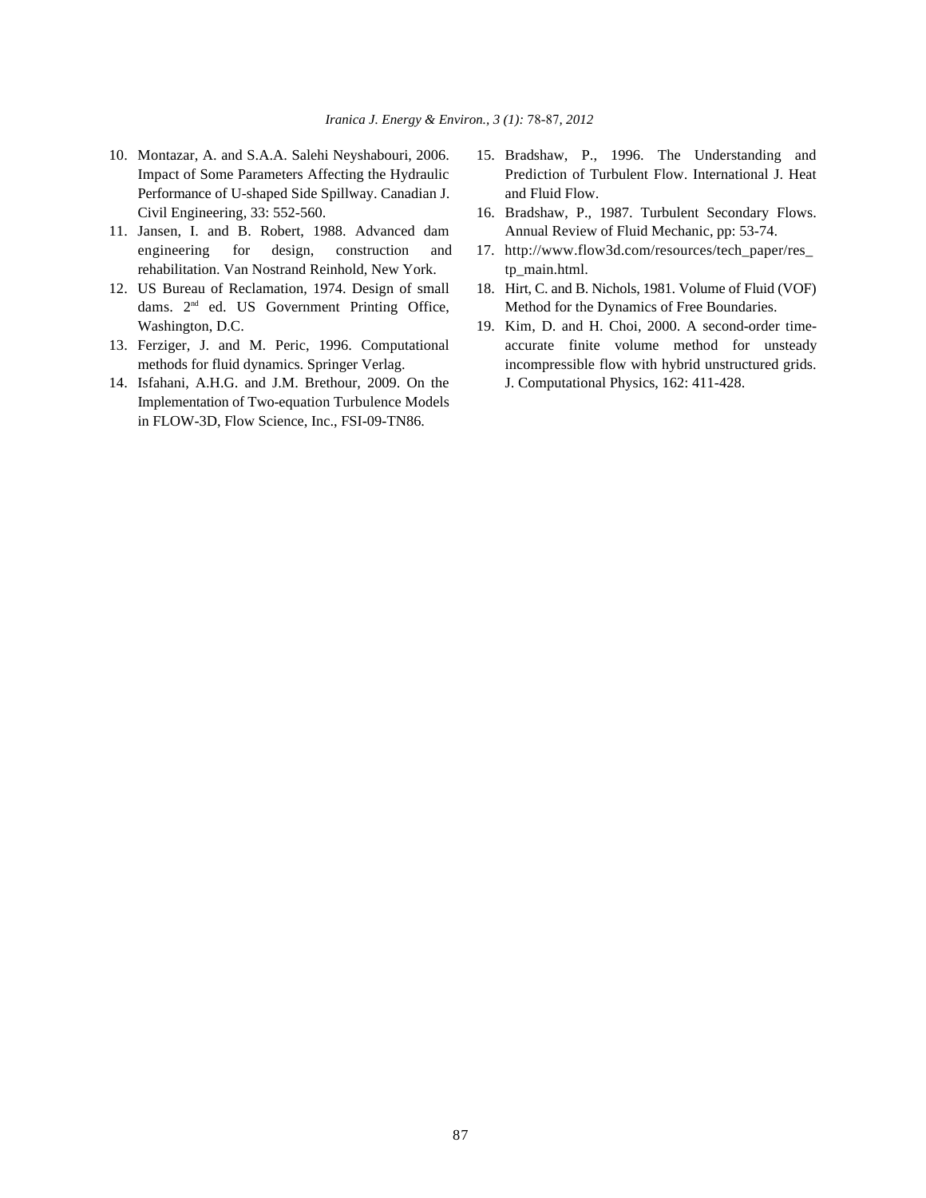10. Montazar, A. and S.A.A. Salehi Neyshabouri, 2006. Impact of Some Parameters Affecting the Hydraulic Performance of U-shaped Side Spillway. Canadian J. Civil Engineering, 33: 552-560.
11. Jansen, I. and B. Robert, 1988. Advanced dam engineering for design, construction and rehabilitation. Van Nostrand Reinhold, New York.
12. US Bureau of Reclamation, 1974. Design of small dams. 2nd ed. US Government Printing Office, Washington, D.C.
13. Ferziger, J. and M. Peric, 1996. Computational methods for fluid dynamics. Springer Verlag.
14. Isfahani, A.H.G. and J.M. Brethour, 2009. On the Implementation of Two-equation Turbulence Models in FLOW-3D, Flow Science, Inc., FSI-09-TN86.
15. Bradshaw, P., 1996. The Understanding and Prediction of Turbulent Flow. International J. Heat and Fluid Flow.
16. Bradshaw, P., 1987. Turbulent Secondary Flows. Annual Review of Fluid Mechanic, pp: 53-74.
17. http://www.flow3d.com/resources/tech_paper/res_tp_main.html.
18. Hirt, C. and B. Nichols, 1981. Volume of Fluid (VOF) Method for the Dynamics of Free Boundaries.
19. Kim, D. and H. Choi, 2000. A second-order time-accurate finite volume method for unsteady incompressible flow with hybrid unstructured grids. J. Computational Physics, 162: 411-428.